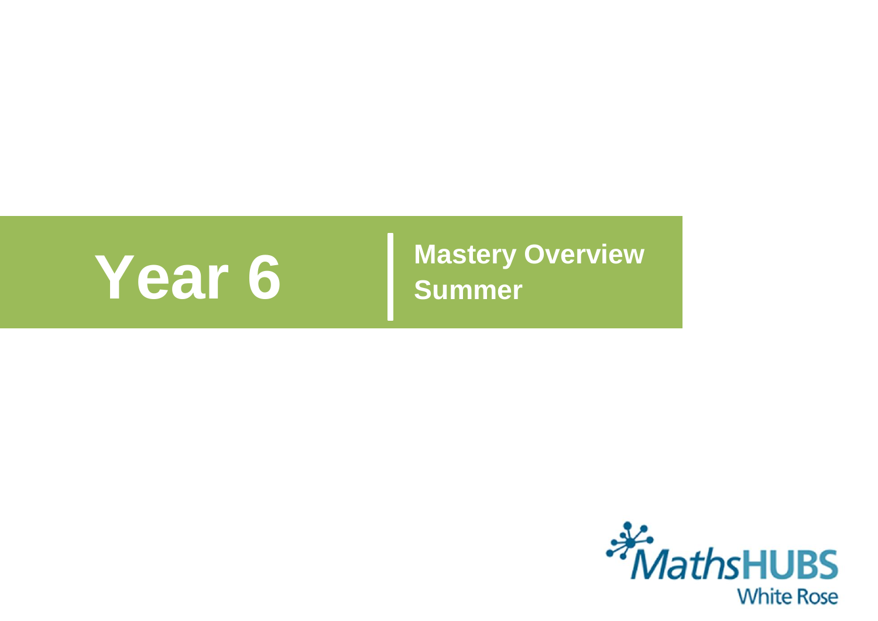# Year 6

## Mastery Overview
## Summer

MathsHUBS White Rose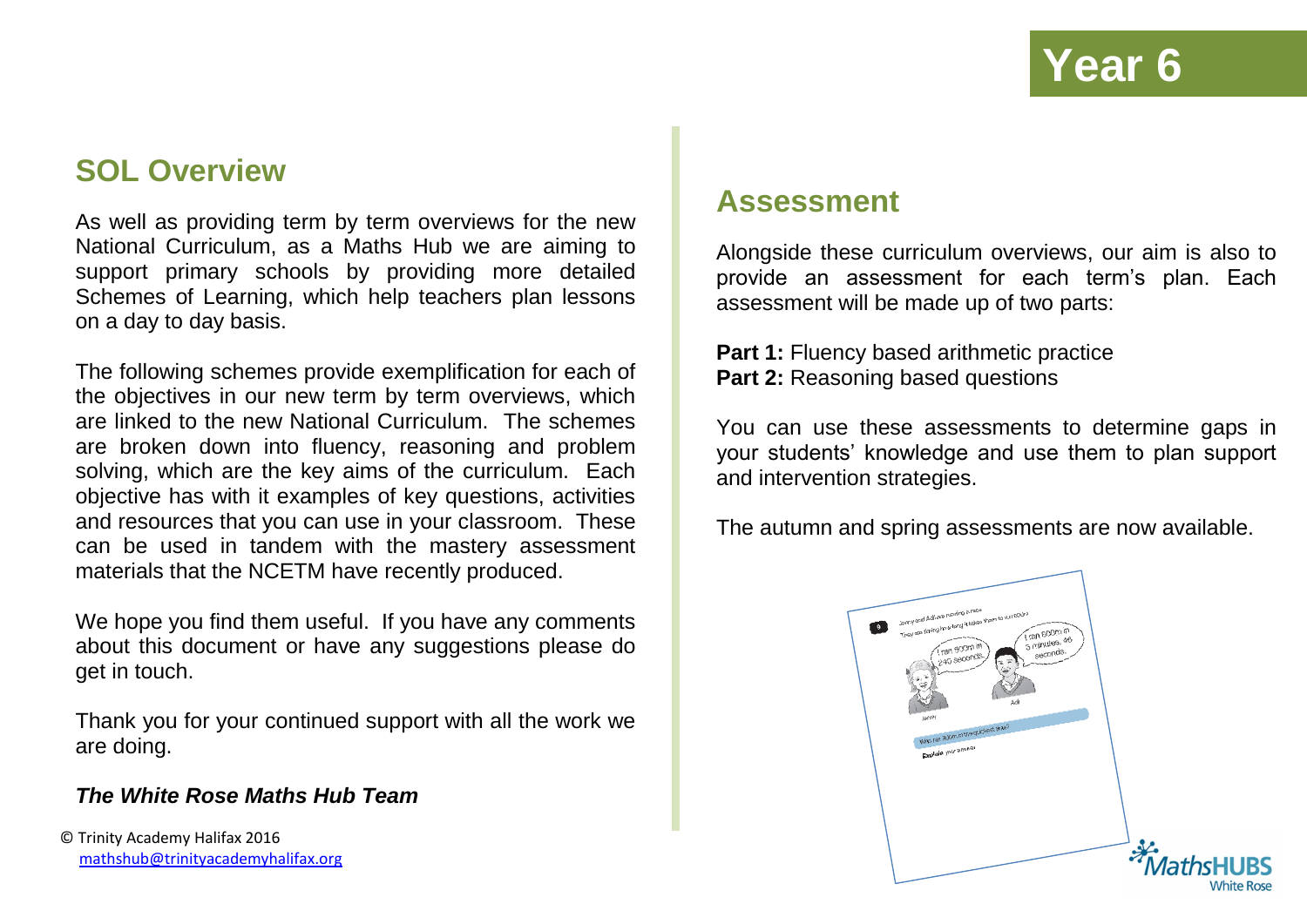# Year 6

## SOL Overview

As well as providing term by term overviews for the new National Curriculum, as a Maths Hub we are aiming to support primary schools by providing more detailed Schemes of Learning, which help teachers plan lessons on a day to day basis.

The following schemes provide exemplification for each of the objectives in our new term by term overviews, which are linked to the new National Curriculum. The schemes are broken down into fluency, reasoning and problem solving, which are the key aims of the curriculum. Each objective has with it examples of key questions, activities and resources that you can use in your classroom. These can be used in tandem with the mastery assessment materials that the NCETM have recently produced.

We hope you find them useful. If you have any comments about this document or have any suggestions please do get in touch.

Thank you for your continued support with all the work we are doing.

***The White Rose Maths Hub Team***

© Trinity Academy Halifax 2016
mathshub@trinityacademyhalifax.org

## Assessment

Alongside these curriculum overviews, our aim is also to provide an assessment for each term's plan. Each assessment will be made up of two parts:

**Part 1:** Fluency based arithmetic practice
**Part 2:** Reasoning based questions

You can use these assessments to determine gaps in your students' knowledge and use them to plan support and intervention strategies.

The autumn and spring assessments are now available.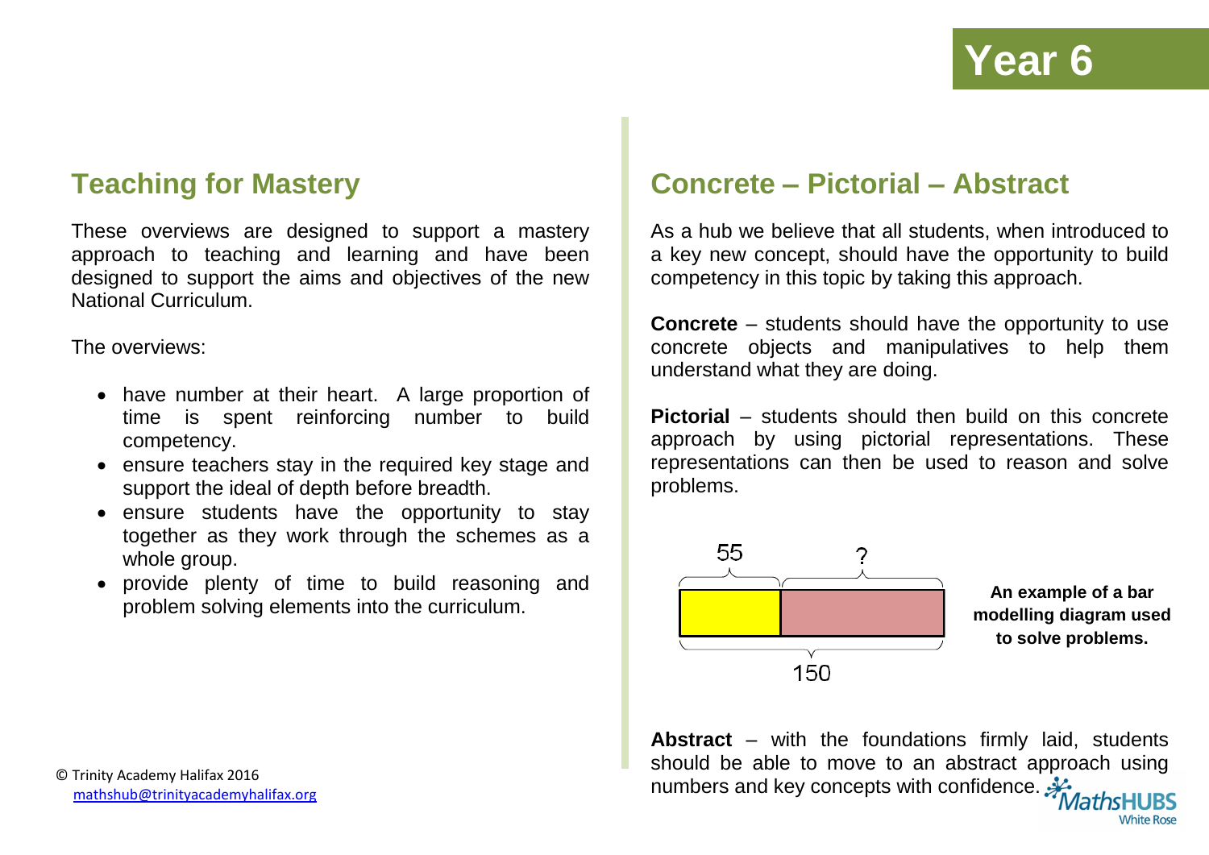# Year 6

## Teaching for Mastery

These overviews are designed to support a mastery approach to teaching and learning and have been designed to support the aims and objectives of the new National Curriculum.

The overviews:

- have number at their heart. A large proportion of time is spent reinforcing number to build competency.
- ensure teachers stay in the required key stage and support the ideal of depth before breadth.
- ensure students have the opportunity to stay together as they work through the schemes as a whole group.
- provide plenty of time to build reasoning and problem solving elements into the curriculum.

© Trinity Academy Halifax 2016
mathshub@trinityacademyhalifax.org

## Concrete – Pictorial – Abstract

As a hub we believe that all students, when introduced to a key new concept, should have the opportunity to build competency in this topic by taking this approach.

**Concrete** – students should have the opportunity to use concrete objects and manipulatives to help them understand what they are doing.

**Pictorial** – students should then build on this concrete approach by using pictorial representations. These representations can then be used to reason and solve problems.

55 ?

150

**An example of a bar modelling diagram used to solve problems.**

**Abstract** – with the foundations firmly laid, students should be able to move to an abstract approach using numbers and key concepts with confidence.

MathsHUBS White Rose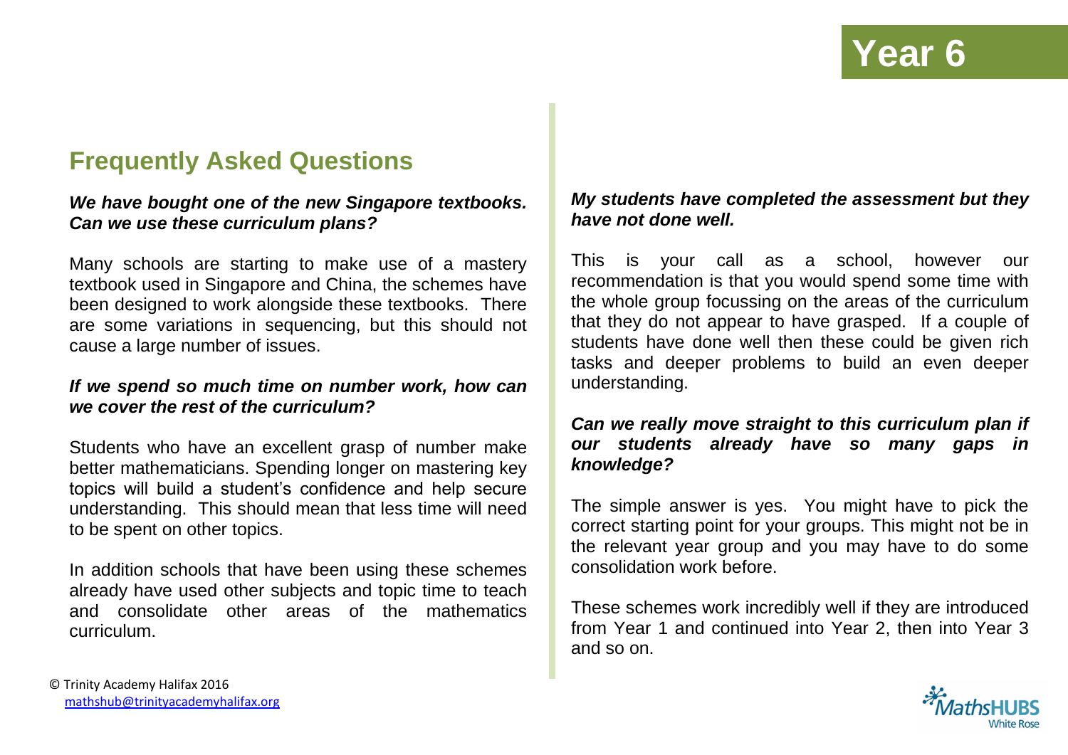# Year 6

## Frequently Asked Questions

***We have bought one of the new Singapore textbooks. Can we use these curriculum plans?***

Many schools are starting to make use of a mastery textbook used in Singapore and China, the schemes have been designed to work alongside these textbooks. There are some variations in sequencing, but this should not cause a large number of issues.

***If we spend so much time on number work, how can we cover the rest of the curriculum?***

Students who have an excellent grasp of number make better mathematicians. Spending longer on mastering key topics will build a student's confidence and help secure understanding. This should mean that less time will need to be spent on other topics.

In addition schools that have been using these schemes already have used other subjects and topic time to teach and consolidate other areas of the mathematics curriculum.

***My students have completed the assessment but they have not done well.***

This is your call as a school, however our recommendation is that you would spend some time with the whole group focussing on the areas of the curriculum that they do not appear to have grasped. If a couple of students have done well then these could be given rich tasks and deeper problems to build an even deeper understanding.

***Can we really move straight to this curriculum plan if our students already have so many gaps in knowledge?***

The simple answer is yes. You might have to pick the correct starting point for your groups. This might not be in the relevant year group and you may have to do some consolidation work before.

These schemes work incredibly well if they are introduced from Year 1 and continued into Year 2, then into Year 3 and so on.

© Trinity Academy Halifax 2016
mathshub@trinityacademyhalifax.org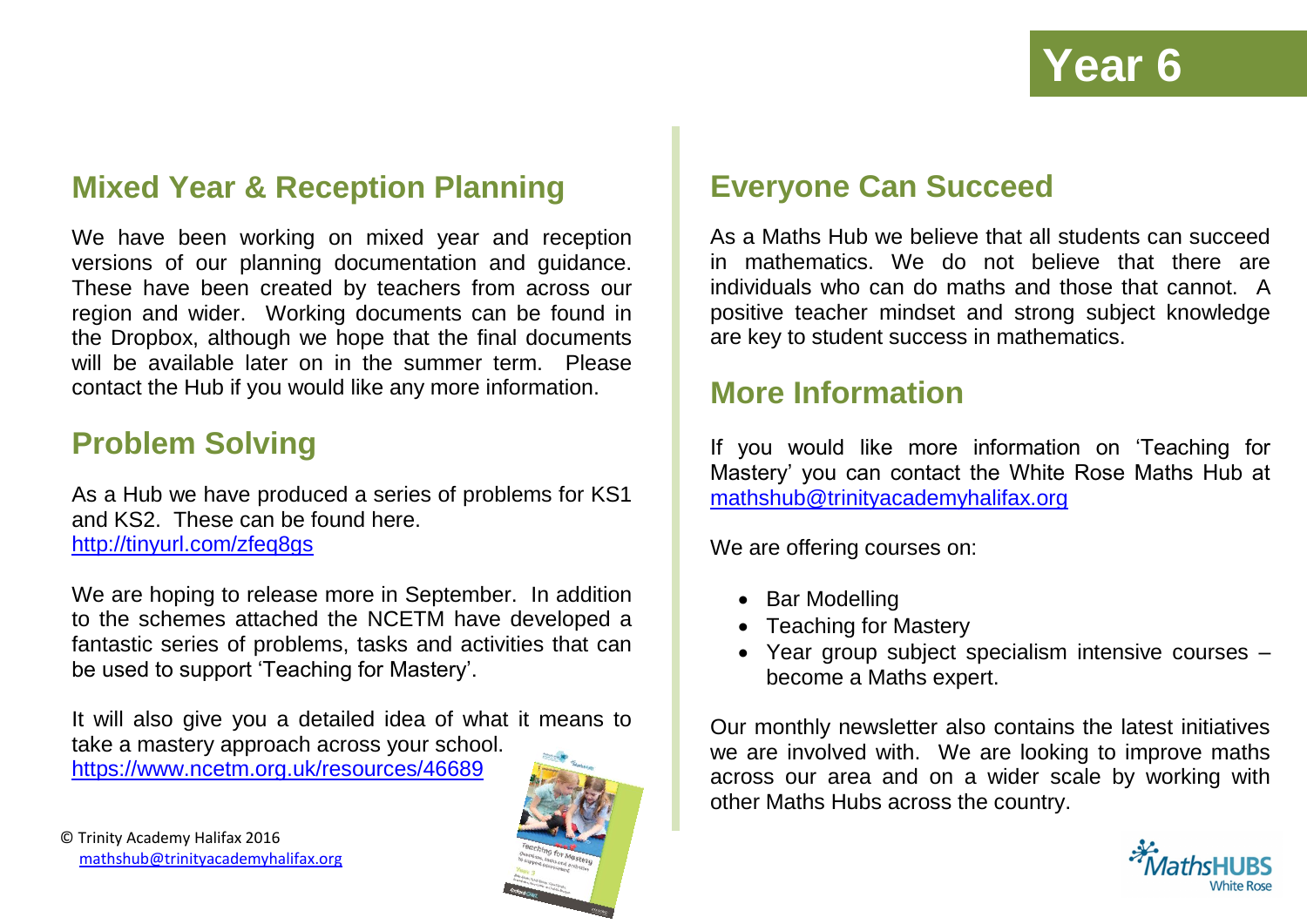# Year 6

## Mixed Year & Reception Planning

We have been working on mixed year and reception versions of our planning documentation and guidance. These have been created by teachers from across our region and wider. Working documents can be found in the Dropbox, although we hope that the final documents will be available later on in the summer term. Please contact the Hub if you would like any more information.

## Problem Solving

As a Hub we have produced a series of problems for KS1 and KS2. These can be found here.
http://tinyurl.com/zfeq8gs

We are hoping to release more in September. In addition to the schemes attached the NCETM have developed a fantastic series of problems, tasks and activities that can be used to support 'Teaching for Mastery'.

It will also give you a detailed idea of what it means to take a mastery approach across your school.
https://www.ncetm.org.uk/resources/46689

© Trinity Academy Halifax 2016
mathshub@trinityacademyhalifax.org

## Everyone Can Succeed

As a Maths Hub we believe that all students can succeed in mathematics. We do not believe that there are individuals who can do maths and those that cannot. A positive teacher mindset and strong subject knowledge are key to student success in mathematics.

## More Information

If you would like more information on 'Teaching for Mastery' you can contact the White Rose Maths Hub at mathshub@trinityacademyhalifax.org

We are offering courses on:

- Bar Modelling
- Teaching for Mastery
- Year group subject specialism intensive courses – become a Maths expert.

Our monthly newsletter also contains the latest initiatives we are involved with. We are looking to improve maths across our area and on a wider scale by working with other Maths Hubs across the country.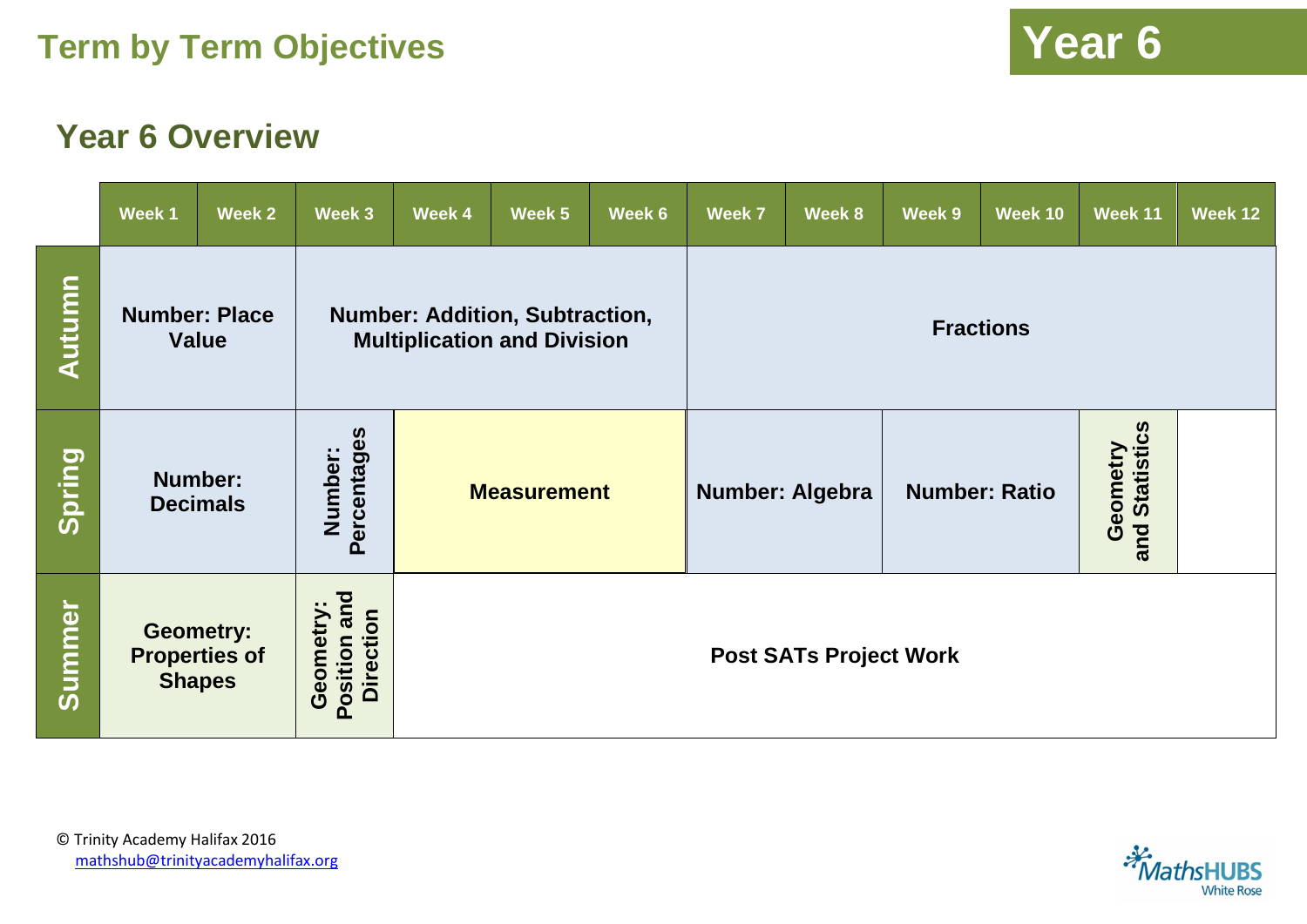## Term by Term Objectives

# Year 6

## Year 6 Overview

| | Week 1 | Week 2 | Week 3 | Week 4 | Week 5 | Week 6 | Week 7 | Week 8 | Week 9 | Week 10 | Week 11 | Week 12 |
|---|---|---|---|---|---|---|---|---|---|---|---|---|
| **Autumn** | **Number: Place Value** | | **Number: Addition, Subtraction, Multiplication and Division** | | | | **Fractions** | | | | | |
| **Spring** | **Number: Decimals** | | **Number: Percentages** | **Measurement** | | | **Number: Algebra** | | **Number: Ratio** | | **Geometry and Statistics** | |
| **Summer** | **Geometry: Properties of Shapes** | | **Geometry: Position and Direction** | **Post SATs Project Work** | | | | | | | | |

© Trinity Academy Halifax 2016
mathshub@trinityacademyhalifax.org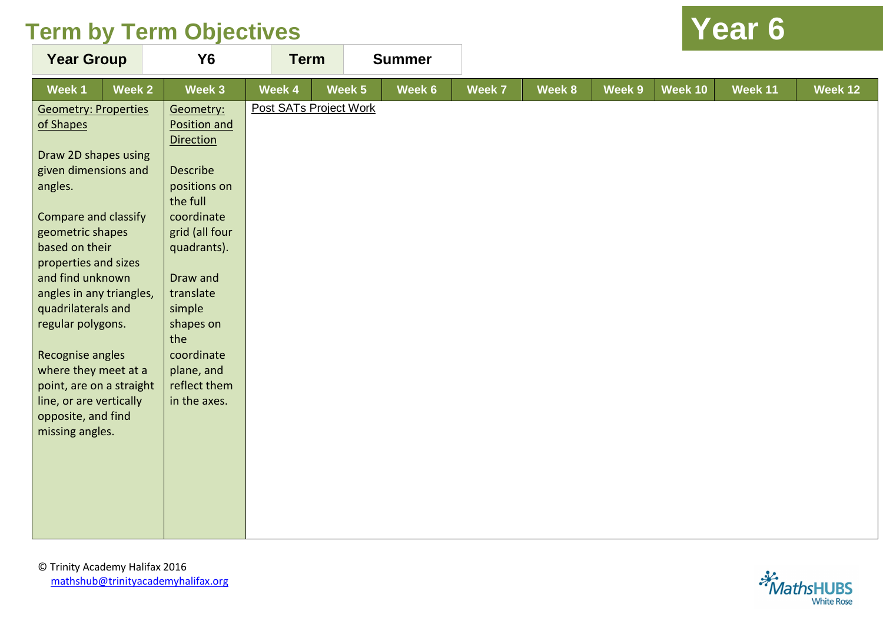# Term by Term Objectives

## Year 6

| Year Group | Y6 | Term | Summer |
|---|---|---|---|

| Week 1 | Week 2 | Week 3 | Week 4 | Week 5 | Week 6 | Week 7 | Week 8 | Week 9 | Week 10 | Week 11 | Week 12 |
|---|---|---|---|---|---|---|---|---|---|---|---|
| Geometry: Properties of Shapes<br><br>Draw 2D shapes using given dimensions and angles.<br><br>Compare and classify geometric shapes based on their properties and sizes and find unknown angles in any triangles, quadrilaterals and regular polygons.<br><br>Recognise angles where they meet at a point, are on a straight line, or are vertically opposite, and find missing angles. | | Geometry: Position and Direction<br><br>Describe positions on the full coordinate grid (all four quadrants).<br><br>Draw and translate simple shapes on the coordinate plane, and reflect them in the axes. | Post SATs Project Work | | | | | | | | |

© Trinity Academy Halifax 2016
mathshub@trinityacademyhalifax.org

MathsHUBS White Rose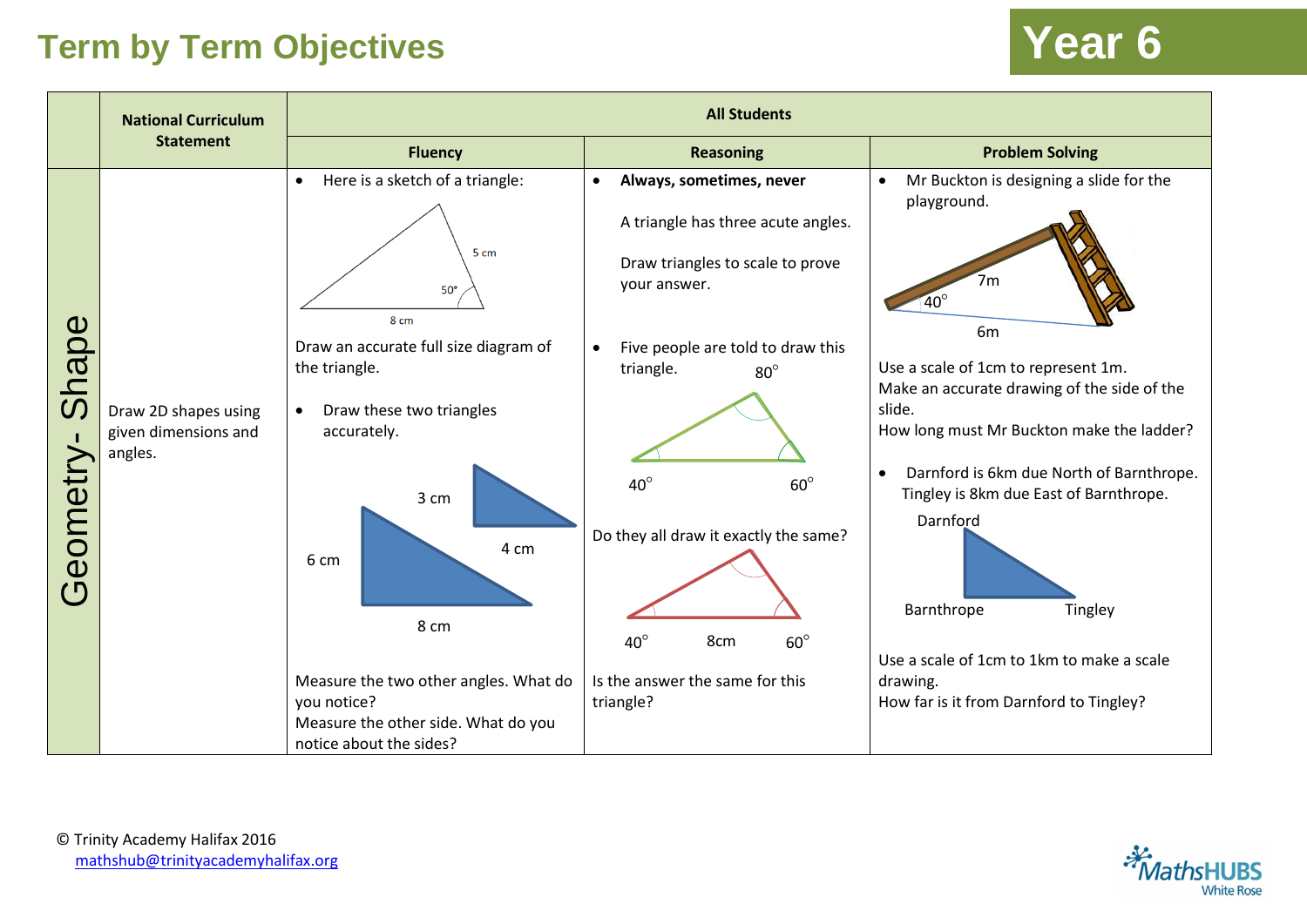# Term by Term Objectives

# Year 6

| | National Curriculum Statement | All Students | | |
|---|---|---|---|---|
| | | **Fluency** | **Reasoning** | **Problem Solving** |
| Geometry- Shape | Draw 2D shapes using given dimensions and angles. | • Here is a sketch of a triangle: 5 cm, 50°, 8 cm<br><br>Draw an accurate full size diagram of the triangle.<br><br>• Draw these two triangles accurately.<br><br>3 cm, 4 cm; 6 cm, 8 cm<br><br>Measure the two other angles. What do you notice?<br>Measure the other side. What do you notice about the sides? | • **Always, sometimes, never**<br><br>A triangle has three acute angles.<br><br>Draw triangles to scale to prove your answer.<br><br>• Five people are told to draw this triangle. 80°, 40°, 60°<br><br>Do they all draw it exactly the same?<br><br>40°, 8cm, 60°<br><br>Is the answer the same for this triangle? | • Mr Buckton is designing a slide for the playground.<br><br>7m, 40°, 6m<br><br>Use a scale of 1cm to represent 1m.<br>Make an accurate drawing of the side of the slide.<br>How long must Mr Buckton make the ladder?<br><br>• Darnford is 6km due North of Barnthrope. Tingley is 8km due East of Barnthrope.<br><br>Darnford, Barnthrope, Tingley<br><br>Use a scale of 1cm to 1km to make a scale drawing.<br>How far is it from Darnford to Tingley? |

© Trinity Academy Halifax 2016
mathshub@trinityacademyhalifax.org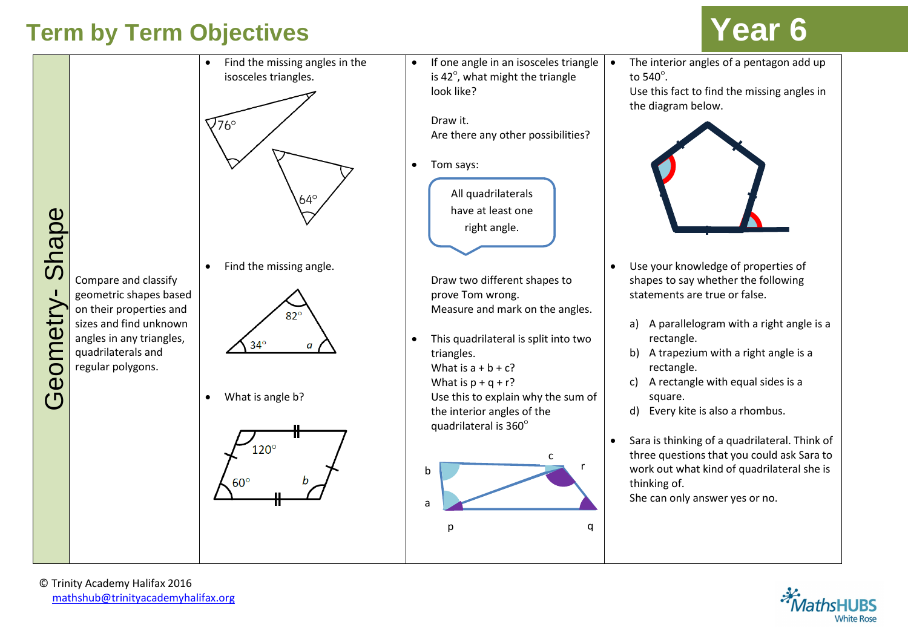# Term by Term Objectives

## Year 6

| Geometry- Shape | | | | |
|---|---|---|---|---|
| | Compare and classify geometric shapes based on their properties and sizes and find unknown angles in any triangles, quadrilaterals and regular polygons. | • Find the missing angles in the isosceles triangles.<br>76°<br>64°<br><br>• Find the missing angle.<br>82°, 34°, $a$<br><br>• What is angle b?<br>120°, 60°, $b$ | • If one angle in an isosceles triangle is 42°, what might the triangle look like?<br><br>Draw it.<br>Are there any other possibilities?<br><br>• Tom says:<br>All quadrilaterals have at least one right angle.<br><br>Draw two different shapes to prove Tom wrong.<br>Measure and mark on the angles.<br><br>• This quadrilateral is split into two triangles.<br>What is a + b + c?<br>What is p + q + r?<br>Use this to explain why the sum of the interior angles of the quadrilateral is 360°<br><br>b, c, r, a, p, q | • The interior angles of a pentagon add up to 540°.<br>Use this fact to find the missing angles in the diagram below.<br><br>• Use your knowledge of properties of shapes to say whether the following statements are true or false.<br><br>a) A parallelogram with a right angle is a rectangle.<br>b) A trapezium with a right angle is a rectangle.<br>c) A rectangle with equal sides is a square.<br>d) Every kite is also a rhombus.<br><br>• Sara is thinking of a quadrilateral. Think of three questions that you could ask Sara to work out what kind of quadrilateral she is thinking of.<br>She can only answer yes or no. |

© Trinity Academy Halifax 2016
mathshub@trinityacademyhalifax.org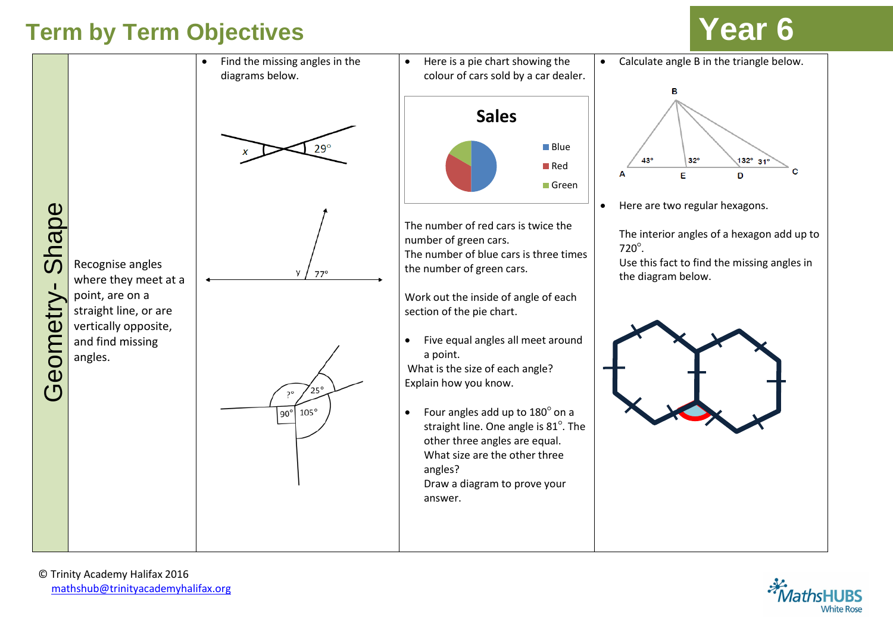# Term by Term Objectives

## Year 6

| Geometry- Shape | Recognise angles where they meet at a point, are on a straight line, or are vertically opposite, and find missing angles. | • Find the missing angles in the diagrams below. | • Here is a pie chart showing the colour of cars sold by a car dealer. | • Calculate angle B in the triangle below. |
|---|---|---|---|---|

**Find the missing angles in the diagrams below.**

$x$ — $29^\circ$

$y$ — $77^\circ$

$?^\circ$ — $25^\circ$ — $90^\circ$ — $105^\circ$

**Here is a pie chart showing the colour of cars sold by a car dealer.**

Sales

- Blue
- Red
- Green

The number of red cars is twice the number of green cars.
The number of blue cars is three times the number of green cars.

Work out the inside of angle of each section of the pie chart.

- Five equal angles all meet around a point.
  What is the size of each angle? Explain how you know.

- Four angles add up to $180^\circ$ on a straight line. One angle is $81^\circ$. The other three angles are equal. What size are the other three angles?
  Draw a diagram to prove your answer.

**Calculate angle B in the triangle below.**

B, A, E, D, C — $43^\circ$, $32^\circ$, $132^\circ$, $31^\circ$

- Here are two regular hexagons.

  The interior angles of a hexagon add up to $720^\circ$.
  Use this fact to find the missing angles in the diagram below.

© Trinity Academy Halifax 2016
mathshub@trinityacademyhalifax.org

MathsHUBS White Rose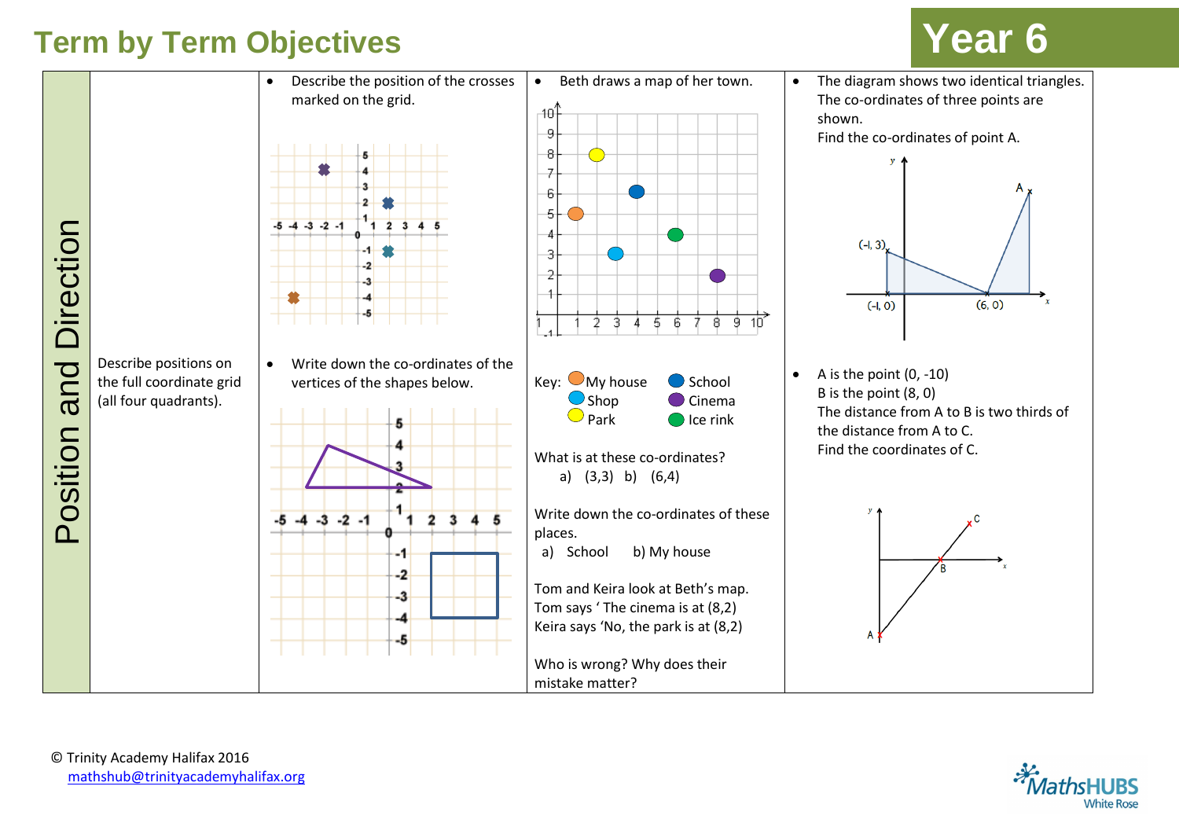# Term by Term Objectives

## Year 6

| Position and Direction | | | | |
|---|---|---|---|---|
| | Describe positions on the full coordinate grid (all four quadrants). | • Describe the position of the crosses marked on the grid.<br><br>• Write down the co-ordinates of the vertices of the shapes below. | • Beth draws a map of her town.<br><br>Key: My house, School, Shop, Cinema, Park, Ice rink<br><br>What is at these co-ordinates?<br>a) (3,3) b) (6,4)<br><br>Write down the co-ordinates of these places.<br>a) School b) My house<br><br>Tom and Keira look at Beth's map.<br>Tom says ' The cinema is at (8,2)<br>Keira says 'No, the park is at (8,2)<br><br>Who is wrong? Why does their mistake matter? | • The diagram shows two identical triangles. The co-ordinates of three points are shown.<br>Find the co-ordinates of point A.<br>(-1, 3), (-1, 0), (6, 0), A<br><br>• A is the point (0, -10)<br>B is the point (8, 0)<br>The distance from A to B is two thirds of the distance from A to C.<br>Find the coordinates of C. |

© Trinity Academy Halifax 2016
mathshub@trinityacademyhalifax.org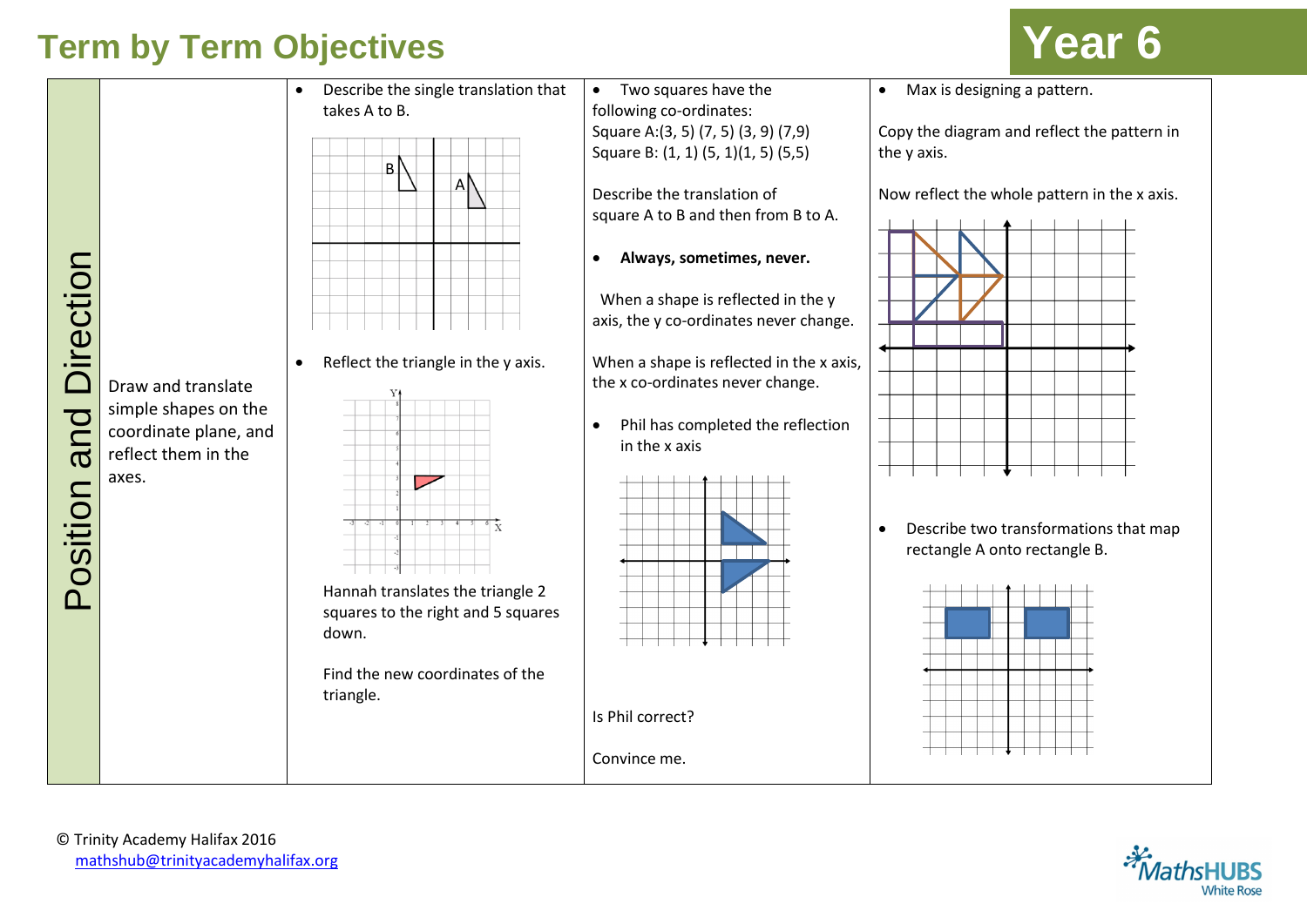# Term by Term Objectives

## Year 6

| | | | | |
|---|---|---|---|---|
| Position and Direction | Draw and translate simple shapes on the coordinate plane, and reflect them in the axes. | • Describe the single translation that takes A to B.<br><br>B A<br><br>• Reflect the triangle in the y axis.<br><br>Y X<br><br>Hannah translates the triangle 2 squares to the right and 5 squares down.<br><br>Find the new coordinates of the triangle. | • Two squares have the following co-ordinates:<br>Square A:(3, 5) (7, 5) (3, 9) (7,9)<br>Square B: (1, 1) (5, 1)(1, 5) (5,5)<br><br>Describe the translation of square A to B and then from B to A.<br><br>• **Always, sometimes, never.**<br><br>When a shape is reflected in the y axis, the y co-ordinates never change.<br><br>When a shape is reflected in the x axis, the x co-ordinates never change.<br><br>• Phil has completed the reflection in the x axis<br><br>Is Phil correct?<br><br>Convince me. | • Max is designing a pattern.<br><br>Copy the diagram and reflect the pattern in the y axis.<br><br>Now reflect the whole pattern in the x axis.<br><br>• Describe two transformations that map rectangle A onto rectangle B. |

© Trinity Academy Halifax 2016
mathshub@trinityacademyhalifax.org

MathsHUBS White Rose